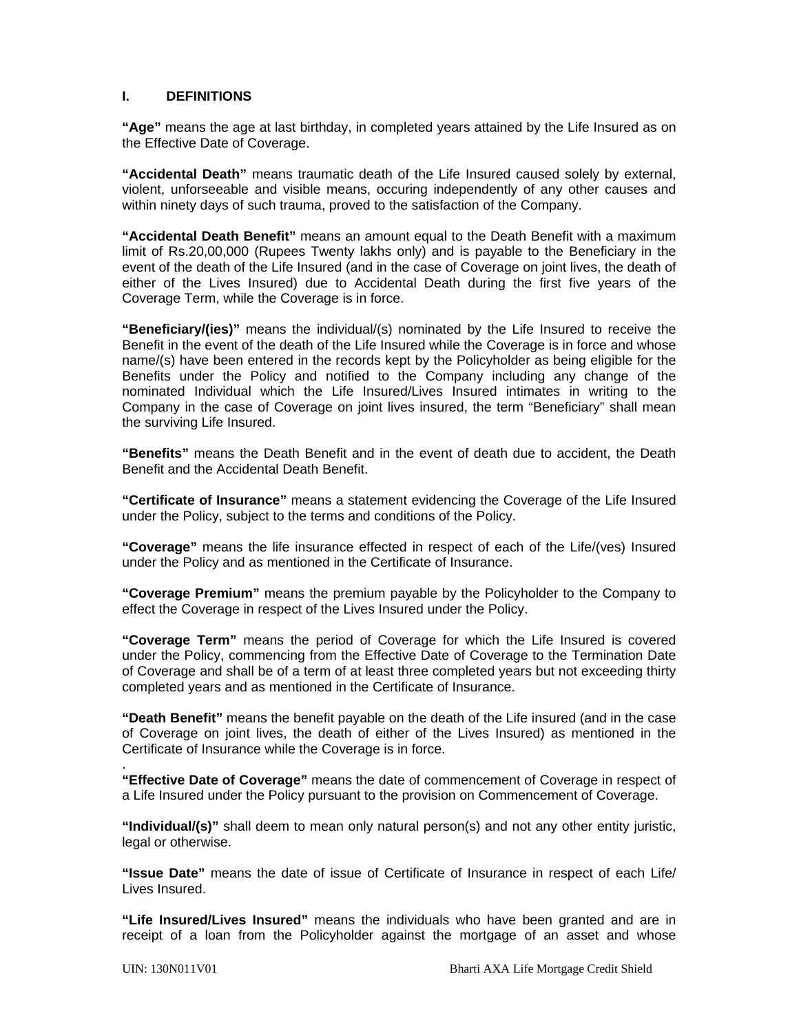## I. DEFINITIONS

**"Age"** means the age at last birthday, in completed years attained by the Life Insured as on the Effective Date of Coverage.

**"Accidental Death"** means traumatic death of the Life Insured caused solely by external, violent, unforseeable and visible means, occuring independently of any other causes and within ninety days of such trauma, proved to the satisfaction of the Company.

**"Accidental Death Benefit"** means an amount equal to the Death Benefit with a maximum limit of Rs.20,00,000 (Rupees Twenty lakhs only) and is payable to the Beneficiary in the event of the death of the Life Insured (and in the case of Coverage on joint lives, the death of either of the Lives Insured) due to Accidental Death during the first five years of the Coverage Term, while the Coverage is in force.

**"Beneficiary/(ies)"** means the individual/(s) nominated by the Life Insured to receive the Benefit in the event of the death of the Life Insured while the Coverage is in force and whose name/(s) have been entered in the records kept by the Policyholder as being eligible for the Benefits under the Policy and notified to the Company including any change of the nominated Individual which the Life Insured/Lives Insured intimates in writing to the Company in the case of Coverage on joint lives insured, the term "Beneficiary" shall mean the surviving Life Insured.

**"Benefits"** means the Death Benefit and in the event of death due to accident, the Death Benefit and the Accidental Death Benefit.

**"Certificate of Insurance"** means a statement evidencing the Coverage of the Life Insured under the Policy, subject to the terms and conditions of the Policy.

**"Coverage"** means the life insurance effected in respect of each of the Life/(ves) Insured under the Policy and as mentioned in the Certificate of Insurance.

**"Coverage Premium"** means the premium payable by the Policyholder to the Company to effect the Coverage in respect of the Lives Insured under the Policy.

**"Coverage Term"** means the period of Coverage for which the Life Insured is covered under the Policy, commencing from the Effective Date of Coverage to the Termination Date of Coverage and shall be of a term of at least three completed years but not exceeding thirty completed years and as mentioned in the Certificate of Insurance.

**"Death Benefit"** means the benefit payable on the death of the Life insured (and in the case of Coverage on joint lives, the death of either of the Lives Insured) as mentioned in the Certificate of Insurance while the Coverage is in force.

.

**"Effective Date of Coverage"** means the date of commencement of Coverage in respect of a Life Insured under the Policy pursuant to the provision on Commencement of Coverage.

**"Individual/(s)"** shall deem to mean only natural person(s) and not any other entity juristic, legal or otherwise.

**"Issue Date"** means the date of issue of Certificate of Insurance in respect of each Life/ Lives Insured.

**"Life Insured/Lives Insured"** means the individuals who have been granted and are in receipt of a loan from the Policyholder against the mortgage of an asset and whose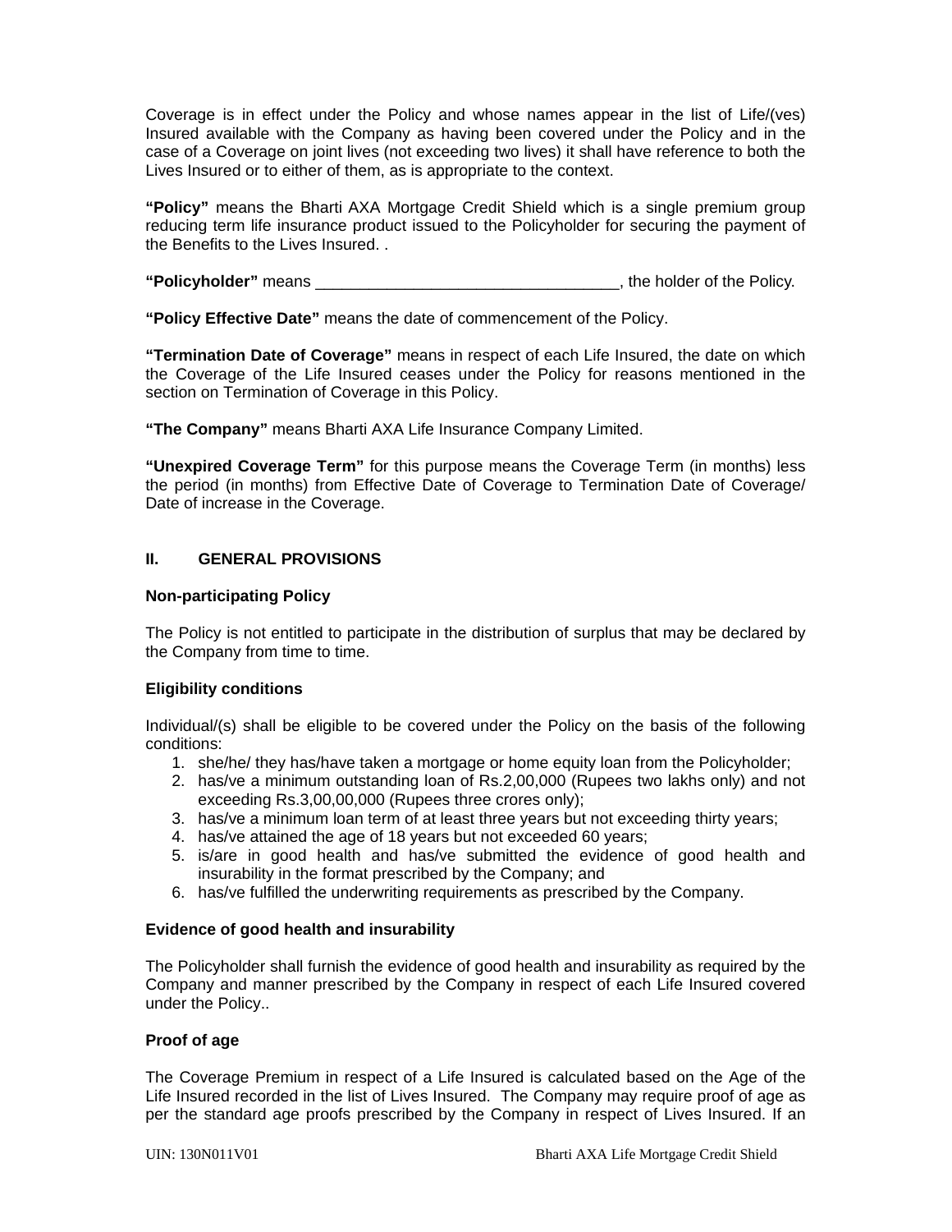Coverage is in effect under the Policy and whose names appear in the list of Life/(ves) Insured available with the Company as having been covered under the Policy and in the case of a Coverage on joint lives (not exceeding two lives) it shall have reference to both the Lives Insured or to either of them, as is appropriate to the context.

**"Policy"** means the Bharti AXA Mortgage Credit Shield which is a single premium group reducing term life insurance product issued to the Policyholder for securing the payment of the Benefits to the Lives Insured. .

**"Policyholder"** means __________________________________, the holder of the Policy.

**"Policy Effective Date"** means the date of commencement of the Policy.

**"Termination Date of Coverage"** means in respect of each Life Insured, the date on which the Coverage of the Life Insured ceases under the Policy for reasons mentioned in the section on Termination of Coverage in this Policy.

**"The Company"** means Bharti AXA Life Insurance Company Limited.

**"Unexpired Coverage Term"** for this purpose means the Coverage Term (in months) less the period (in months) from Effective Date of Coverage to Termination Date of Coverage/ Date of increase in the Coverage.

## II. GENERAL PROVISIONS

### Non-participating Policy

The Policy is not entitled to participate in the distribution of surplus that may be declared by the Company from time to time.

### Eligibility conditions

Individual/(s) shall be eligible to be covered under the Policy on the basis of the following conditions:

1. she/he/ they has/have taken a mortgage or home equity loan from the Policyholder;
2. has/ve a minimum outstanding loan of Rs.2,00,000 (Rupees two lakhs only) and not exceeding Rs.3,00,00,000 (Rupees three crores only);
3. has/ve a minimum loan term of at least three years but not exceeding thirty years;
4. has/ve attained the age of 18 years but not exceeded 60 years;
5. is/are in good health and has/ve submitted the evidence of good health and insurability in the format prescribed by the Company; and
6. has/ve fulfilled the underwriting requirements as prescribed by the Company.

### Evidence of good health and insurability

The Policyholder shall furnish the evidence of good health and insurability as required by the Company and manner prescribed by the Company in respect of each Life Insured covered under the Policy..

### Proof of age

The Coverage Premium in respect of a Life Insured is calculated based on the Age of the Life Insured recorded in the list of Lives Insured. The Company may require proof of age as per the standard age proofs prescribed by the Company in respect of Lives Insured. If an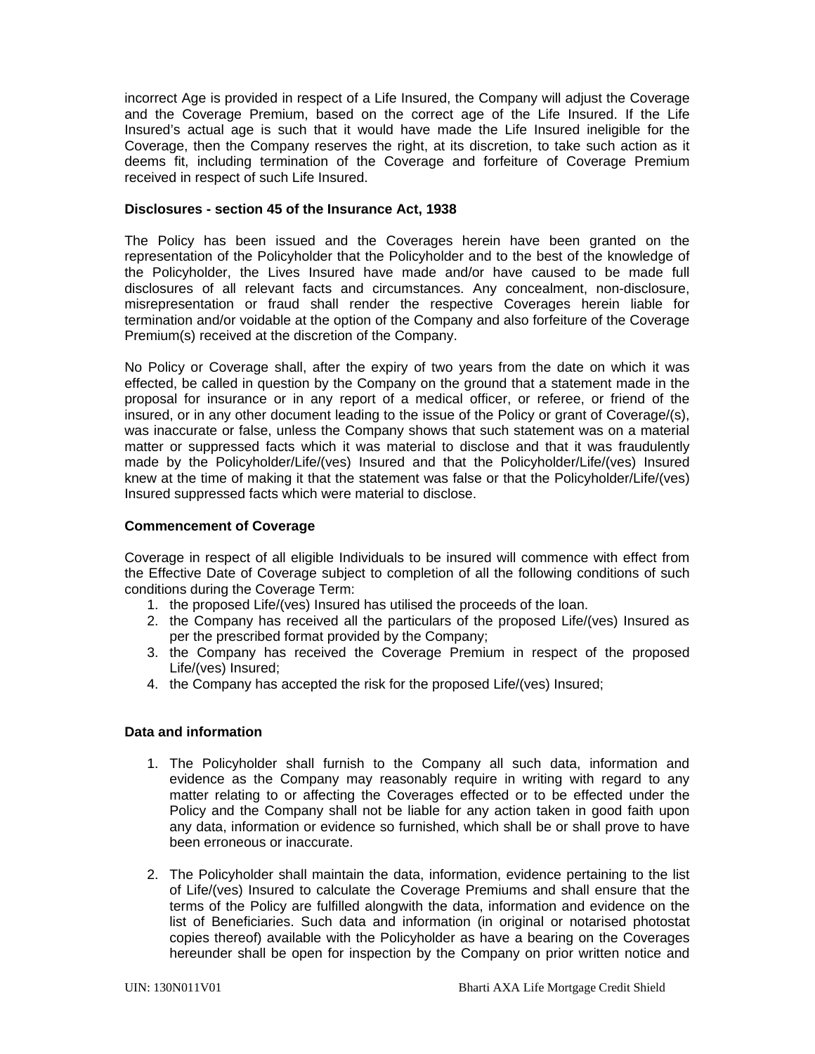incorrect Age is provided in respect of a Life Insured, the Company will adjust the Coverage and the Coverage Premium, based on the correct age of the Life Insured. If the Life Insured's actual age is such that it would have made the Life Insured ineligible for the Coverage, then the Company reserves the right, at its discretion, to take such action as it deems fit, including termination of the Coverage and forfeiture of Coverage Premium received in respect of such Life Insured.

**Disclosures - section 45 of the Insurance Act, 1938**

The Policy has been issued and the Coverages herein have been granted on the representation of the Policyholder that the Policyholder and to the best of the knowledge of the Policyholder, the Lives Insured have made and/or have caused to be made full disclosures of all relevant facts and circumstances. Any concealment, non-disclosure, misrepresentation or fraud shall render the respective Coverages herein liable for termination and/or voidable at the option of the Company and also forfeiture of the Coverage Premium(s) received at the discretion of the Company.

No Policy or Coverage shall, after the expiry of two years from the date on which it was effected, be called in question by the Company on the ground that a statement made in the proposal for insurance or in any report of a medical officer, or referee, or friend of the insured, or in any other document leading to the issue of the Policy or grant of Coverage/(s), was inaccurate or false, unless the Company shows that such statement was on a material matter or suppressed facts which it was material to disclose and that it was fraudulently made by the Policyholder/Life/(ves) Insured and that the Policyholder/Life/(ves) Insured knew at the time of making it that the statement was false or that the Policyholder/Life/(ves) Insured suppressed facts which were material to disclose.

**Commencement of Coverage**

Coverage in respect of all eligible Individuals to be insured will commence with effect from the Effective Date of Coverage subject to completion of all the following conditions of such conditions during the Coverage Term:

1. the proposed Life/(ves) Insured has utilised the proceeds of the loan.
2. the Company has received all the particulars of the proposed Life/(ves) Insured as per the prescribed format provided by the Company;
3. the Company has received the Coverage Premium in respect of the proposed Life/(ves) Insured;
4. the Company has accepted the risk for the proposed Life/(ves) Insured;

**Data and information**

1. The Policyholder shall furnish to the Company all such data, information and evidence as the Company may reasonably require in writing with regard to any matter relating to or affecting the Coverages effected or to be effected under the Policy and the Company shall not be liable for any action taken in good faith upon any data, information or evidence so furnished, which shall be or shall prove to have been erroneous or inaccurate.

2. The Policyholder shall maintain the data, information, evidence pertaining to the list of Life/(ves) Insured to calculate the Coverage Premiums and shall ensure that the terms of the Policy are fulfilled alongwith the data, information and evidence on the list of Beneficiaries. Such data and information (in original or notarised photostat copies thereof) available with the Policyholder as have a bearing on the Coverages hereunder shall be open for inspection by the Company on prior written notice and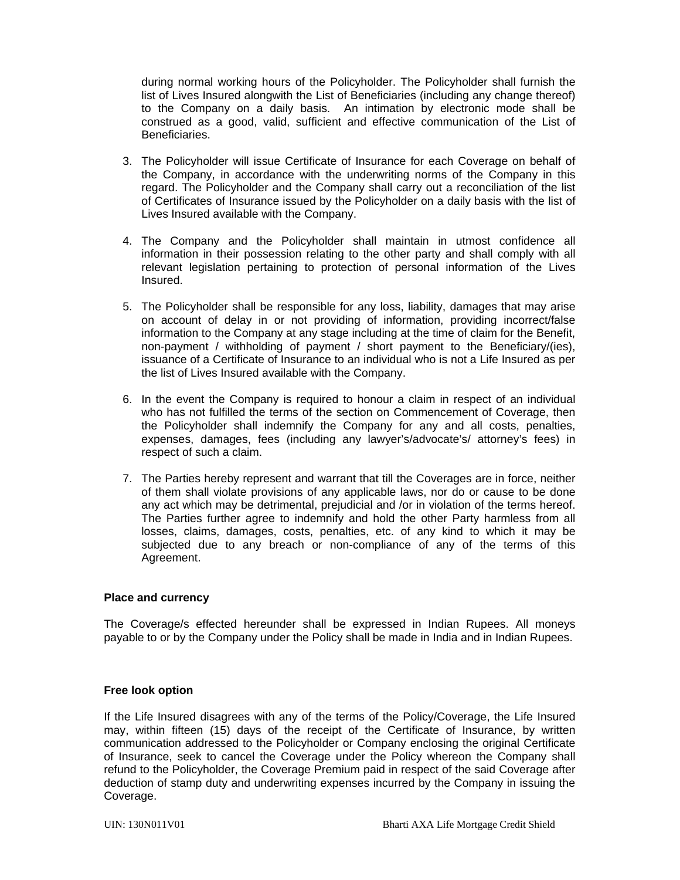during normal working hours of the Policyholder. The Policyholder shall furnish the list of Lives Insured alongwith the List of Beneficiaries (including any change thereof) to the Company on a daily basis. An intimation by electronic mode shall be construed as a good, valid, sufficient and effective communication of the List of Beneficiaries.

3. The Policyholder will issue Certificate of Insurance for each Coverage on behalf of the Company, in accordance with the underwriting norms of the Company in this regard. The Policyholder and the Company shall carry out a reconciliation of the list of Certificates of Insurance issued by the Policyholder on a daily basis with the list of Lives Insured available with the Company.

4. The Company and the Policyholder shall maintain in utmost confidence all information in their possession relating to the other party and shall comply with all relevant legislation pertaining to protection of personal information of the Lives Insured.

5. The Policyholder shall be responsible for any loss, liability, damages that may arise on account of delay in or not providing of information, providing incorrect/false information to the Company at any stage including at the time of claim for the Benefit, non-payment / withholding of payment / short payment to the Beneficiary/(ies), issuance of a Certificate of Insurance to an individual who is not a Life Insured as per the list of Lives Insured available with the Company.

6. In the event the Company is required to honour a claim in respect of an individual who has not fulfilled the terms of the section on Commencement of Coverage, then the Policyholder shall indemnify the Company for any and all costs, penalties, expenses, damages, fees (including any lawyer's/advocate's/ attorney's fees) in respect of such a claim.

7. The Parties hereby represent and warrant that till the Coverages are in force, neither of them shall violate provisions of any applicable laws, nor do or cause to be done any act which may be detrimental, prejudicial and /or in violation of the terms hereof. The Parties further agree to indemnify and hold the other Party harmless from all losses, claims, damages, costs, penalties, etc. of any kind to which it may be subjected due to any breach or non-compliance of any of the terms of this Agreement.

**Place and currency**

The Coverage/s effected hereunder shall be expressed in Indian Rupees. All moneys payable to or by the Company under the Policy shall be made in India and in Indian Rupees.

**Free look option**

If the Life Insured disagrees with any of the terms of the Policy/Coverage, the Life Insured may, within fifteen (15) days of the receipt of the Certificate of Insurance, by written communication addressed to the Policyholder or Company enclosing the original Certificate of Insurance, seek to cancel the Coverage under the Policy whereon the Company shall refund to the Policyholder, the Coverage Premium paid in respect of the said Coverage after deduction of stamp duty and underwriting expenses incurred by the Company in issuing the Coverage.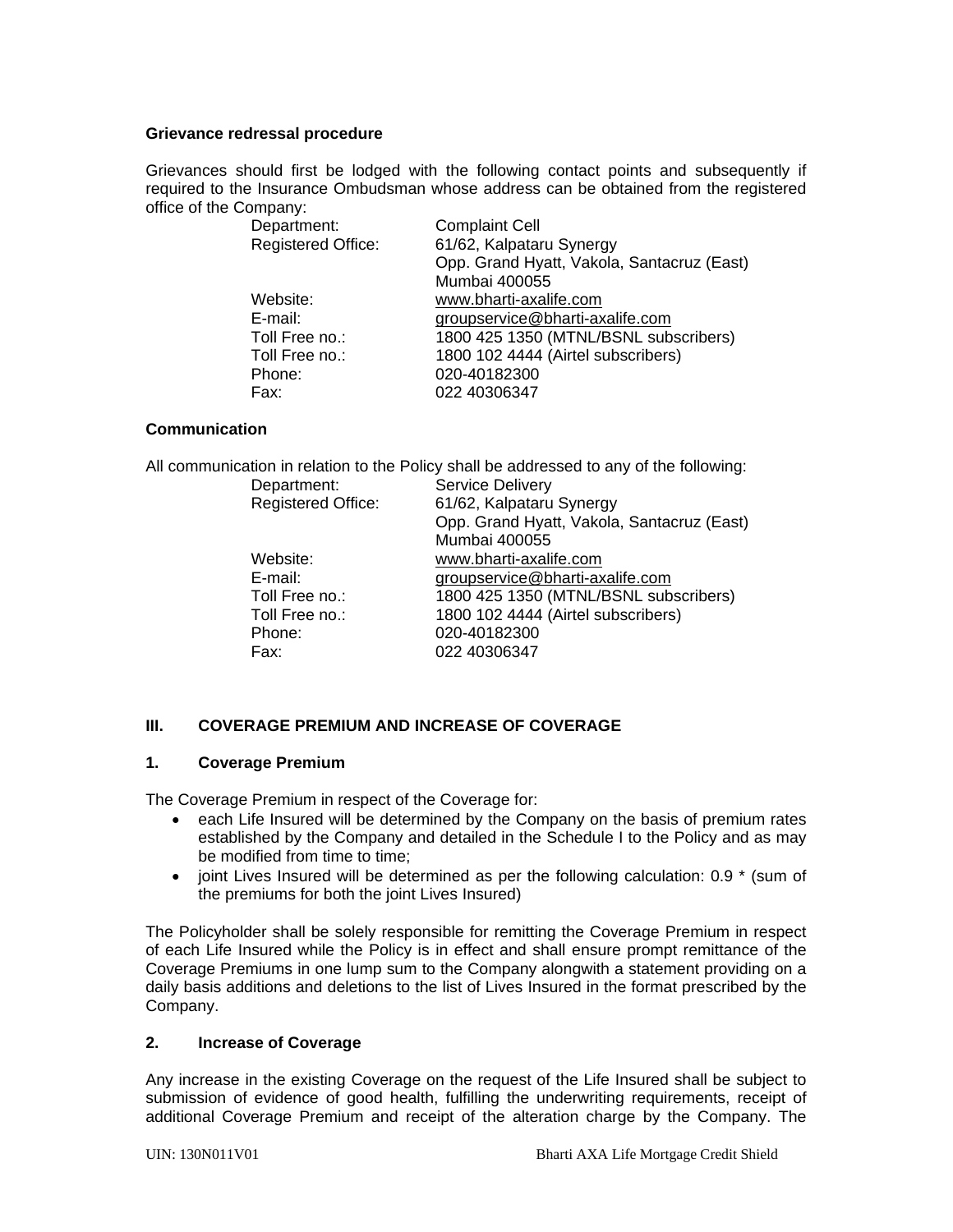**Grievance redressal procedure**

Grievances should first be lodged with the following contact points and subsequently if required to the Insurance Ombudsman whose address can be obtained from the registered office of the Company:

| | |
|---|---|
| Department: | Complaint Cell |
| Registered Office: | 61/62, Kalpataru Synergy<br>Opp. Grand Hyatt, Vakola, Santacruz (East)<br>Mumbai 400055 |
| Website: | www.bharti-axalife.com |
| E-mail: | groupservice@bharti-axalife.com |
| Toll Free no.: | 1800 425 1350 (MTNL/BSNL subscribers) |
| Toll Free no.: | 1800 102 4444 (Airtel subscribers) |
| Phone: | 020-40182300 |
| Fax: | 022 40306347 |

**Communication**

All communication in relation to the Policy shall be addressed to any of the following:

| | |
|---|---|
| Department: | Service Delivery |
| Registered Office: | 61/62, Kalpataru Synergy<br>Opp. Grand Hyatt, Vakola, Santacruz (East)<br>Mumbai 400055 |
| Website: | www.bharti-axalife.com |
| E-mail: | groupservice@bharti-axalife.com |
| Toll Free no.: | 1800 425 1350 (MTNL/BSNL subscribers) |
| Toll Free no.: | 1800 102 4444 (Airtel subscribers) |
| Phone: | 020-40182300 |
| Fax: | 022 40306347 |

## III. COVERAGE PREMIUM AND INCREASE OF COVERAGE

### 1. Coverage Premium

The Coverage Premium in respect of the Coverage for:

- each Life Insured will be determined by the Company on the basis of premium rates established by the Company and detailed in the Schedule I to the Policy and as may be modified from time to time;
- joint Lives Insured will be determined as per the following calculation: 0.9 * (sum of the premiums for both the joint Lives Insured)

The Policyholder shall be solely responsible for remitting the Coverage Premium in respect of each Life Insured while the Policy is in effect and shall ensure prompt remittance of the Coverage Premiums in one lump sum to the Company alongwith a statement providing on a daily basis additions and deletions to the list of Lives Insured in the format prescribed by the Company.

### 2. Increase of Coverage

Any increase in the existing Coverage on the request of the Life Insured shall be subject to submission of evidence of good health, fulfilling the underwriting requirements, receipt of additional Coverage Premium and receipt of the alteration charge by the Company. The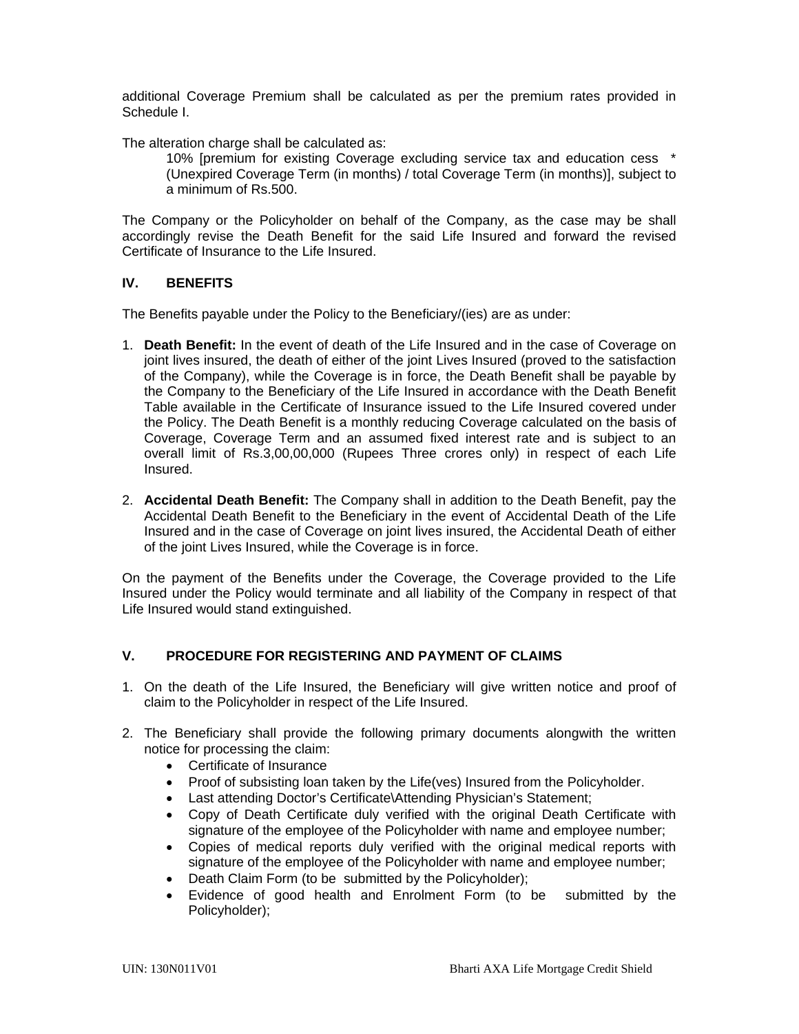additional Coverage Premium shall be calculated as per the premium rates provided in Schedule I.

The alteration charge shall be calculated as:

> 10% [premium for existing Coverage excluding service tax and education cess * (Unexpired Coverage Term (in months) / total Coverage Term (in months)], subject to a minimum of Rs.500.

The Company or the Policyholder on behalf of the Company, as the case may be shall accordingly revise the Death Benefit for the said Life Insured and forward the revised Certificate of Insurance to the Life Insured.

## IV. BENEFITS

The Benefits payable under the Policy to the Beneficiary/(ies) are as under:

1. **Death Benefit:** In the event of death of the Life Insured and in the case of Coverage on joint lives insured, the death of either of the joint Lives Insured (proved to the satisfaction of the Company), while the Coverage is in force, the Death Benefit shall be payable by the Company to the Beneficiary of the Life Insured in accordance with the Death Benefit Table available in the Certificate of Insurance issued to the Life Insured covered under the Policy. The Death Benefit is a monthly reducing Coverage calculated on the basis of Coverage, Coverage Term and an assumed fixed interest rate and is subject to an overall limit of Rs.3,00,00,000 (Rupees Three crores only) in respect of each Life Insured.

2. **Accidental Death Benefit:** The Company shall in addition to the Death Benefit, pay the Accidental Death Benefit to the Beneficiary in the event of Accidental Death of the Life Insured and in the case of Coverage on joint lives insured, the Accidental Death of either of the joint Lives Insured, while the Coverage is in force.

On the payment of the Benefits under the Coverage, the Coverage provided to the Life Insured under the Policy would terminate and all liability of the Company in respect of that Life Insured would stand extinguished.

## V. PROCEDURE FOR REGISTERING AND PAYMENT OF CLAIMS

1. On the death of the Life Insured, the Beneficiary will give written notice and proof of claim to the Policyholder in respect of the Life Insured.

2. The Beneficiary shall provide the following primary documents alongwith the written notice for processing the claim:
   - Certificate of Insurance
   - Proof of subsisting loan taken by the Life(ves) Insured from the Policyholder.
   - Last attending Doctor's Certificate\Attending Physician's Statement;
   - Copy of Death Certificate duly verified with the original Death Certificate with signature of the employee of the Policyholder with name and employee number;
   - Copies of medical reports duly verified with the original medical reports with signature of the employee of the Policyholder with name and employee number;
   - Death Claim Form (to be submitted by the Policyholder);
   - Evidence of good health and Enrolment Form (to be submitted by the Policyholder);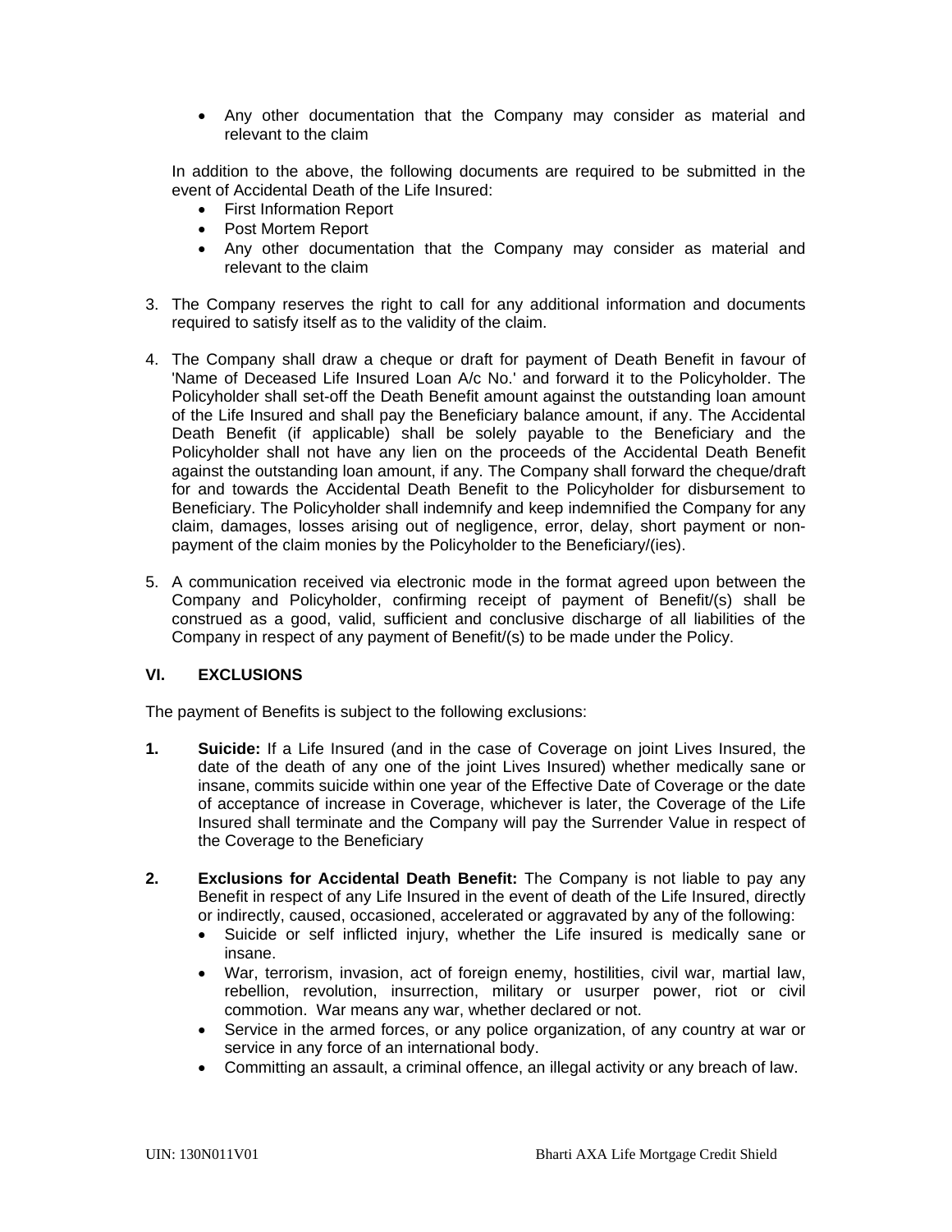- Any other documentation that the Company may consider as material and relevant to the claim

In addition to the above, the following documents are required to be submitted in the event of Accidental Death of the Life Insured:

- First Information Report
- Post Mortem Report
- Any other documentation that the Company may consider as material and relevant to the claim

3. The Company reserves the right to call for any additional information and documents required to satisfy itself as to the validity of the claim.

4. The Company shall draw a cheque or draft for payment of Death Benefit in favour of 'Name of Deceased Life Insured Loan A/c No.' and forward it to the Policyholder. The Policyholder shall set-off the Death Benefit amount against the outstanding loan amount of the Life Insured and shall pay the Beneficiary balance amount, if any. The Accidental Death Benefit (if applicable) shall be solely payable to the Beneficiary and the Policyholder shall not have any lien on the proceeds of the Accidental Death Benefit against the outstanding loan amount, if any. The Company shall forward the cheque/draft for and towards the Accidental Death Benefit to the Policyholder for disbursement to Beneficiary. The Policyholder shall indemnify and keep indemnified the Company for any claim, damages, losses arising out of negligence, error, delay, short payment or non-payment of the claim monies by the Policyholder to the Beneficiary/(ies).

5. A communication received via electronic mode in the format agreed upon between the Company and Policyholder, confirming receipt of payment of Benefit/(s) shall be construed as a good, valid, sufficient and conclusive discharge of all liabilities of the Company in respect of any payment of Benefit/(s) to be made under the Policy.

## VI. EXCLUSIONS

The payment of Benefits is subject to the following exclusions:

1. **Suicide:** If a Life Insured (and in the case of Coverage on joint Lives Insured, the date of the death of any one of the joint Lives Insured) whether medically sane or insane, commits suicide within one year of the Effective Date of Coverage or the date of acceptance of increase in Coverage, whichever is later, the Coverage of the Life Insured shall terminate and the Company will pay the Surrender Value in respect of the Coverage to the Beneficiary

2. **Exclusions for Accidental Death Benefit:** The Company is not liable to pay any Benefit in respect of any Life Insured in the event of death of the Life Insured, directly or indirectly, caused, occasioned, accelerated or aggravated by any of the following:
   - Suicide or self inflicted injury, whether the Life insured is medically sane or insane.
   - War, terrorism, invasion, act of foreign enemy, hostilities, civil war, martial law, rebellion, revolution, insurrection, military or usurper power, riot or civil commotion. War means any war, whether declared or not.
   - Service in the armed forces, or any police organization, of any country at war or service in any force of an international body.
   - Committing an assault, a criminal offence, an illegal activity or any breach of law.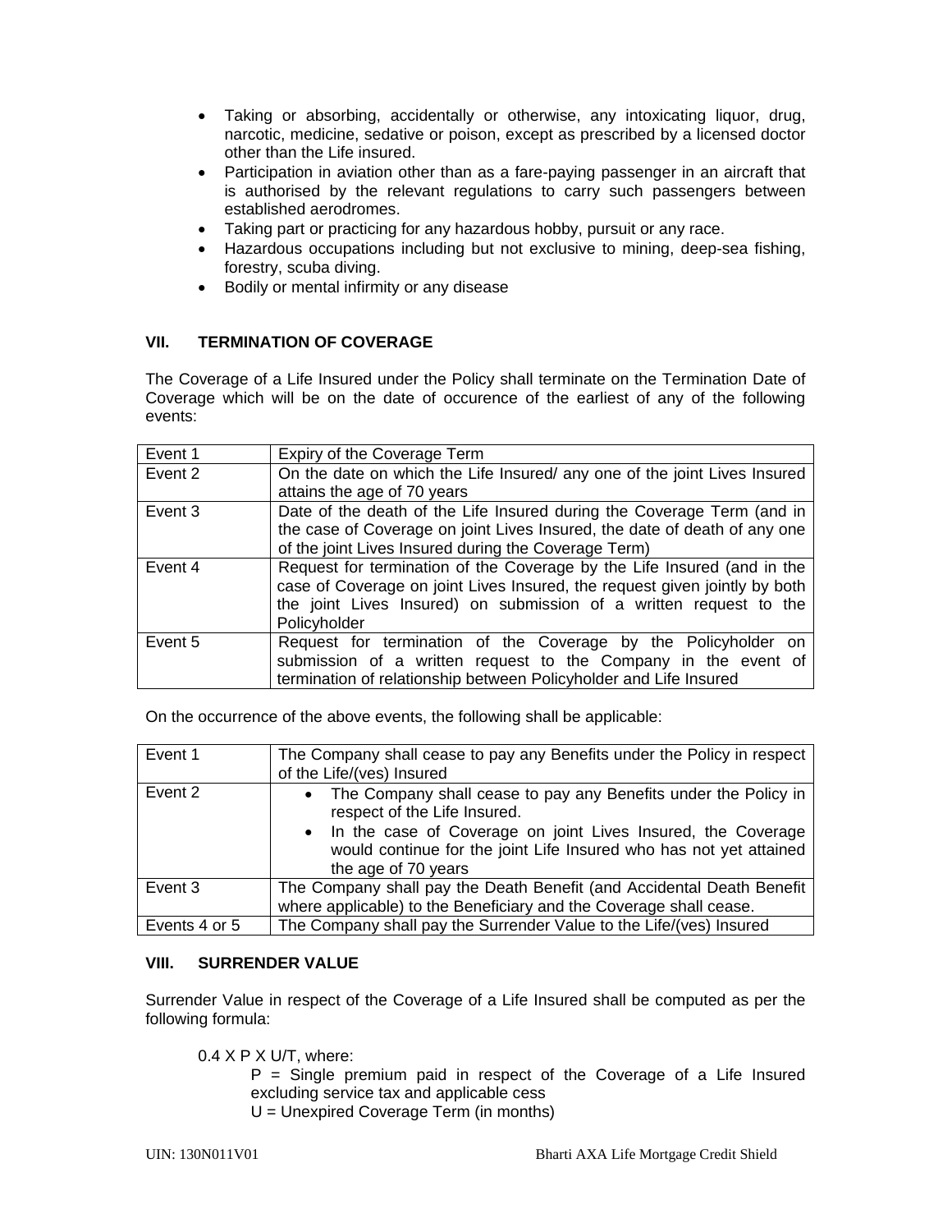- Taking or absorbing, accidentally or otherwise, any intoxicating liquor, drug, narcotic, medicine, sedative or poison, except as prescribed by a licensed doctor other than the Life insured.
- Participation in aviation other than as a fare-paying passenger in an aircraft that is authorised by the relevant regulations to carry such passengers between established aerodromes.
- Taking part or practicing for any hazardous hobby, pursuit or any race.
- Hazardous occupations including but not exclusive to mining, deep-sea fishing, forestry, scuba diving.
- Bodily or mental infirmity or any disease

## VII. TERMINATION OF COVERAGE

The Coverage of a Life Insured under the Policy shall terminate on the Termination Date of Coverage which will be on the date of occurence of the earliest of any of the following events:

| | |
|---|---|
| Event 1 | Expiry of the Coverage Term |
| Event 2 | On the date on which the Life Insured/ any one of the joint Lives Insured attains the age of 70 years |
| Event 3 | Date of the death of the Life Insured during the Coverage Term (and in the case of Coverage on joint Lives Insured, the date of death of any one of the joint Lives Insured during the Coverage Term) |
| Event 4 | Request for termination of the Coverage by the Life Insured (and in the case of Coverage on joint Lives Insured, the request given jointly by both the joint Lives Insured) on submission of a written request to the Policyholder |
| Event 5 | Request for termination of the Coverage by the Policyholder on submission of a written request to the Company in the event of termination of relationship between Policyholder and Life Insured |

On the occurrence of the above events, the following shall be applicable:

| | |
|---|---|
| Event 1 | The Company shall cease to pay any Benefits under the Policy in respect of the Life/(ves) Insured |
| Event 2 | • The Company shall cease to pay any Benefits under the Policy in respect of the Life Insured.<br>• In the case of Coverage on joint Lives Insured, the Coverage would continue for the joint Life Insured who has not yet attained the age of 70 years |
| Event 3 | The Company shall pay the Death Benefit (and Accidental Death Benefit where applicable) to the Beneficiary and the Coverage shall cease. |
| Events 4 or 5 | The Company shall pay the Surrender Value to the Life/(ves) Insured |

## VIII. SURRENDER VALUE

Surrender Value in respect of the Coverage of a Life Insured shall be computed as per the following formula:

$0.4 \times P \times U/T$, where:

P = Single premium paid in respect of the Coverage of a Life Insured excluding service tax and applicable cess

U = Unexpired Coverage Term (in months)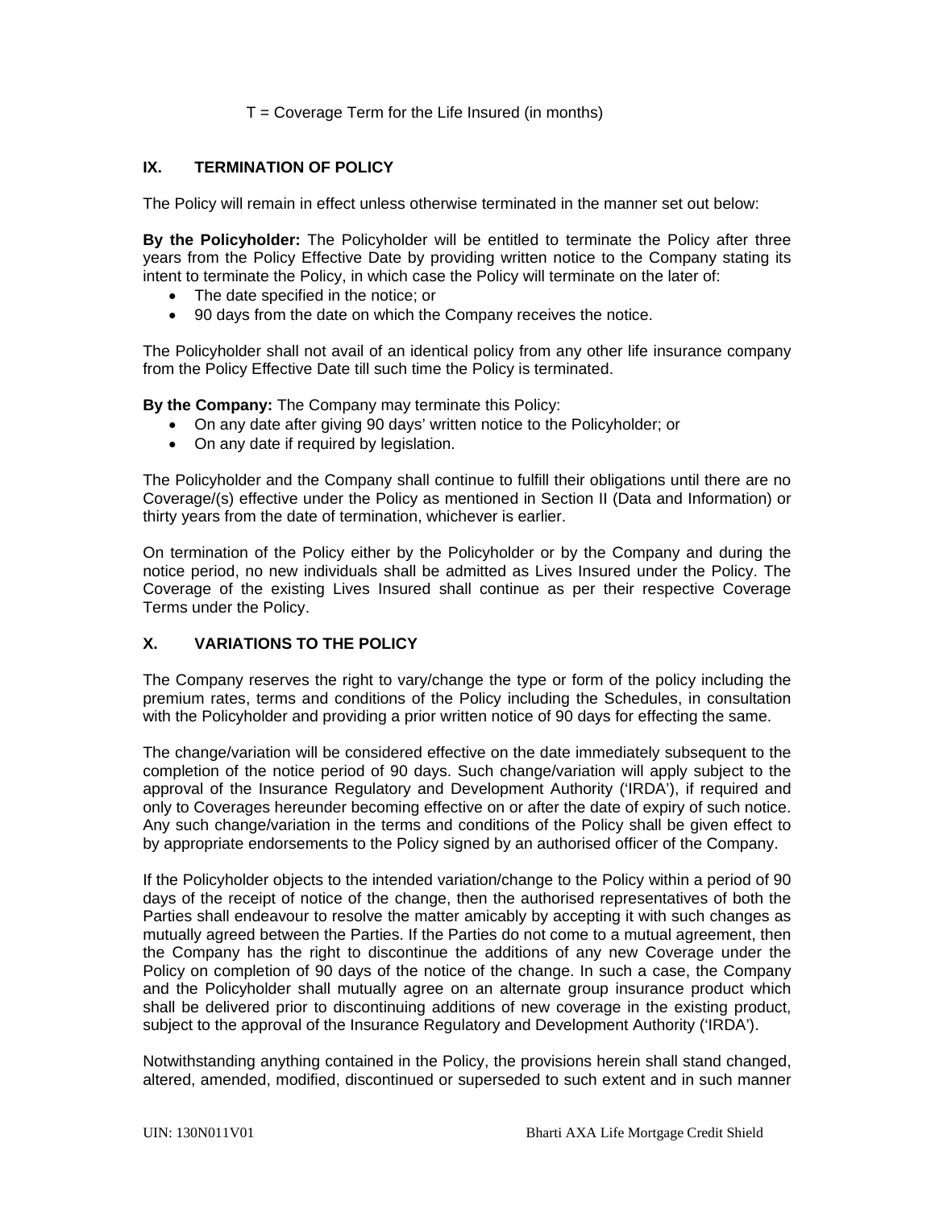T = Coverage Term for the Life Insured (in months)

## IX. TERMINATION OF POLICY

The Policy will remain in effect unless otherwise terminated in the manner set out below:

**By the Policyholder:** The Policyholder will be entitled to terminate the Policy after three years from the Policy Effective Date by providing written notice to the Company stating its intent to terminate the Policy, in which case the Policy will terminate on the later of:

- The date specified in the notice; or
- 90 days from the date on which the Company receives the notice.

The Policyholder shall not avail of an identical policy from any other life insurance company from the Policy Effective Date till such time the Policy is terminated.

**By the Company:** The Company may terminate this Policy:

- On any date after giving 90 days' written notice to the Policyholder; or
- On any date if required by legislation.

The Policyholder and the Company shall continue to fulfill their obligations until there are no Coverage/(s) effective under the Policy as mentioned in Section II (Data and Information) or thirty years from the date of termination, whichever is earlier.

On termination of the Policy either by the Policyholder or by the Company and during the notice period, no new individuals shall be admitted as Lives Insured under the Policy. The Coverage of the existing Lives Insured shall continue as per their respective Coverage Terms under the Policy.

## X. VARIATIONS TO THE POLICY

The Company reserves the right to vary/change the type or form of the policy including the premium rates, terms and conditions of the Policy including the Schedules, in consultation with the Policyholder and providing a prior written notice of 90 days for effecting the same.

The change/variation will be considered effective on the date immediately subsequent to the completion of the notice period of 90 days. Such change/variation will apply subject to the approval of the Insurance Regulatory and Development Authority ('IRDA'), if required and only to Coverages hereunder becoming effective on or after the date of expiry of such notice. Any such change/variation in the terms and conditions of the Policy shall be given effect to by appropriate endorsements to the Policy signed by an authorised officer of the Company.

If the Policyholder objects to the intended variation/change to the Policy within a period of 90 days of the receipt of notice of the change, then the authorised representatives of both the Parties shall endeavour to resolve the matter amicably by accepting it with such changes as mutually agreed between the Parties. If the Parties do not come to a mutual agreement, then the Company has the right to discontinue the additions of any new Coverage under the Policy on completion of 90 days of the notice of the change. In such a case, the Company and the Policyholder shall mutually agree on an alternate group insurance product which shall be delivered prior to discontinuing additions of new coverage in the existing product, subject to the approval of the Insurance Regulatory and Development Authority ('IRDA').

Notwithstanding anything contained in the Policy, the provisions herein shall stand changed, altered, amended, modified, discontinued or superseded to such extent and in such manner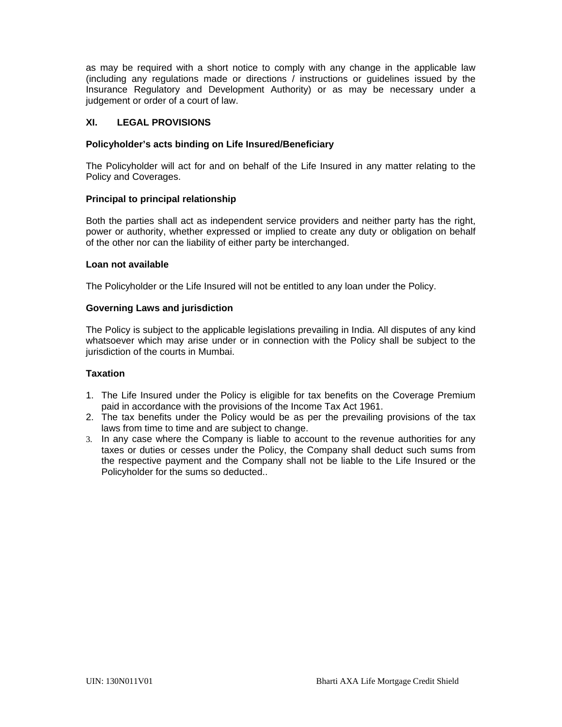as may be required with a short notice to comply with any change in the applicable law (including any regulations made or directions / instructions or guidelines issued by the Insurance Regulatory and Development Authority) or as may be necessary under a judgement or order of a court of law.

## XI. LEGAL PROVISIONS

**Policyholder's acts binding on Life Insured/Beneficiary**

The Policyholder will act for and on behalf of the Life Insured in any matter relating to the Policy and Coverages.

**Principal to principal relationship**

Both the parties shall act as independent service providers and neither party has the right, power or authority, whether expressed or implied to create any duty or obligation on behalf of the other nor can the liability of either party be interchanged.

**Loan not available**

The Policyholder or the Life Insured will not be entitled to any loan under the Policy.

**Governing Laws and jurisdiction**

The Policy is subject to the applicable legislations prevailing in India. All disputes of any kind whatsoever which may arise under or in connection with the Policy shall be subject to the jurisdiction of the courts in Mumbai.

**Taxation**

1. The Life Insured under the Policy is eligible for tax benefits on the Coverage Premium paid in accordance with the provisions of the Income Tax Act 1961.
2. The tax benefits under the Policy would be as per the prevailing provisions of the tax laws from time to time and are subject to change.
3. In any case where the Company is liable to account to the revenue authorities for any taxes or duties or cesses under the Policy, the Company shall deduct such sums from the respective payment and the Company shall not be liable to the Life Insured or the Policyholder for the sums so deducted..